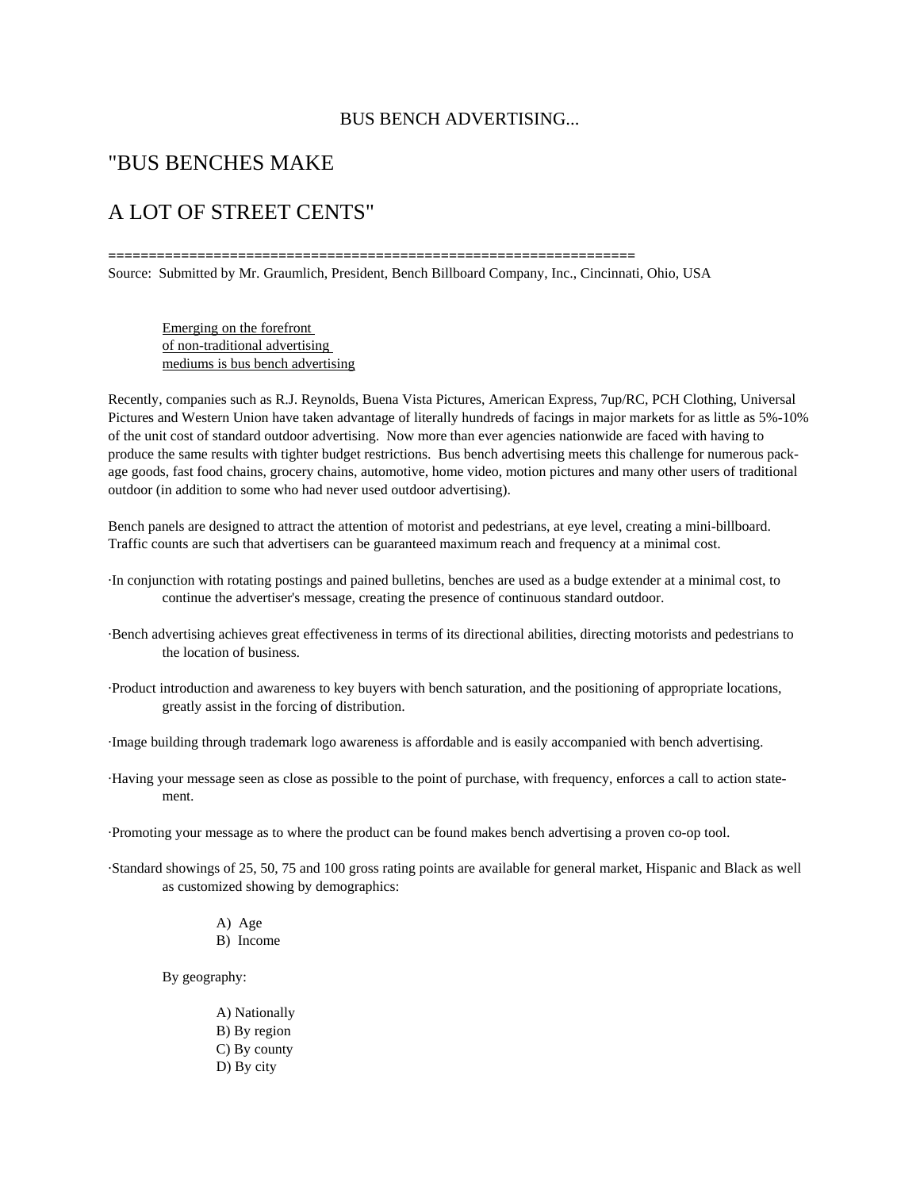BUS BENCH ADVERTISING...

# "BUS BENCHES MAKE

# A LOT OF STREET CENTS"

================================================================

Source: Submitted by Mr. Graumlich, President, Bench Billboard Company, Inc., Cincinnati, Ohio, USA

Emerging on the forefront
of non-traditional advertising
mediums is bus bench advertising

Recently, companies such as R.J. Reynolds, Buena Vista Pictures, American Express, 7up/RC, PCH Clothing, Universal Pictures and Western Union have taken advantage of literally hundreds of facings in major markets for as little as 5%-10% of the unit cost of standard outdoor advertising. Now more than ever agencies nationwide are faced with having to produce the same results with tighter budget restrictions. Bus bench advertising meets this challenge for numerous package goods, fast food chains, grocery chains, automotive, home video, motion pictures and many other users of traditional outdoor (in addition to some who had never used outdoor advertising).

Bench panels are designed to attract the attention of motorist and pedestrians, at eye level, creating a mini-billboard. Traffic counts are such that advertisers can be guaranteed maximum reach and frequency at a minimal cost.

·In conjunction with rotating postings and pained bulletins, benches are used as a budge extender at a minimal cost, to continue the advertiser's message, creating the presence of continuous standard outdoor.

·Bench advertising achieves great effectiveness in terms of its directional abilities, directing motorists and pedestrians to the location of business.

·Product introduction and awareness to key buyers with bench saturation, and the positioning of appropriate locations, greatly assist in the forcing of distribution.

·Image building through trademark logo awareness is affordable and is easily accompanied with bench advertising.

·Having your message seen as close as possible to the point of purchase, with frequency, enforces a call to action statement.

·Promoting your message as to where the product can be found makes bench advertising a proven co-op tool.

·Standard showings of 25, 50, 75 and 100 gross rating points are available for general market, Hispanic and Black as well as customized showing by demographics:

A) Age
B) Income

By geography:

A) Nationally
B) By region
C) By county
D) By city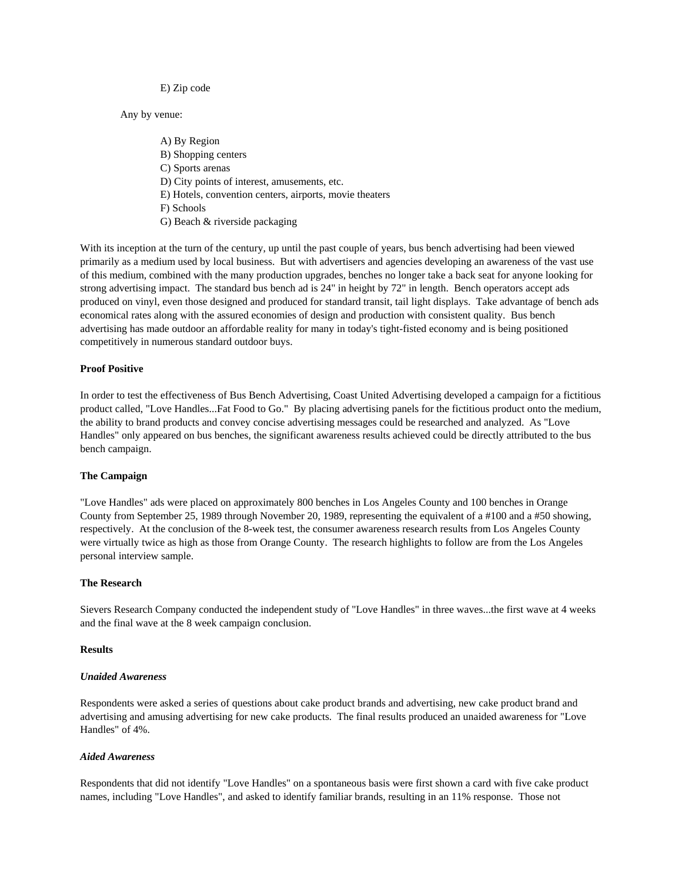E) Zip code

Any by venue:

A) By Region
B) Shopping centers
C) Sports arenas
D) City points of interest, amusements, etc.
E) Hotels, convention centers, airports, movie theaters
F) Schools
G) Beach & riverside packaging

With its inception at the turn of the century, up until the past couple of years, bus bench advertising had been viewed primarily as a medium used by local business. But with advertisers and agencies developing an awareness of the vast use of this medium, combined with the many production upgrades, benches no longer take a back seat for anyone looking for strong advertising impact. The standard bus bench ad is 24" in height by 72" in length. Bench operators accept ads produced on vinyl, even those designed and produced for standard transit, tail light displays. Take advantage of bench ads economical rates along with the assured economies of design and production with consistent quality. Bus bench advertising has made outdoor an affordable reality for many in today's tight-fisted economy and is being positioned competitively in numerous standard outdoor buys.

**Proof Positive**

In order to test the effectiveness of Bus Bench Advertising, Coast United Advertising developed a campaign for a fictitious product called, "Love Handles...Fat Food to Go." By placing advertising panels for the fictitious product onto the medium, the ability to brand products and convey concise advertising messages could be researched and analyzed. As "Love Handles" only appeared on bus benches, the significant awareness results achieved could be directly attributed to the bus bench campaign.

**The Campaign**

"Love Handles" ads were placed on approximately 800 benches in Los Angeles County and 100 benches in Orange County from September 25, 1989 through November 20, 1989, representing the equivalent of a #100 and a #50 showing, respectively. At the conclusion of the 8-week test, the consumer awareness research results from Los Angeles County were virtually twice as high as those from Orange County. The research highlights to follow are from the Los Angeles personal interview sample.

**The Research**

Sievers Research Company conducted the independent study of "Love Handles" in three waves...the first wave at 4 weeks and the final wave at the 8 week campaign conclusion.

**Results**

***Unaided Awareness***

Respondents were asked a series of questions about cake product brands and advertising, new cake product brand and advertising and amusing advertising for new cake products. The final results produced an unaided awareness for "Love Handles" of 4%.

***Aided Awareness***

Respondents that did not identify "Love Handles" on a spontaneous basis were first shown a card with five cake product names, including "Love Handles", and asked to identify familiar brands, resulting in an 11% response. Those not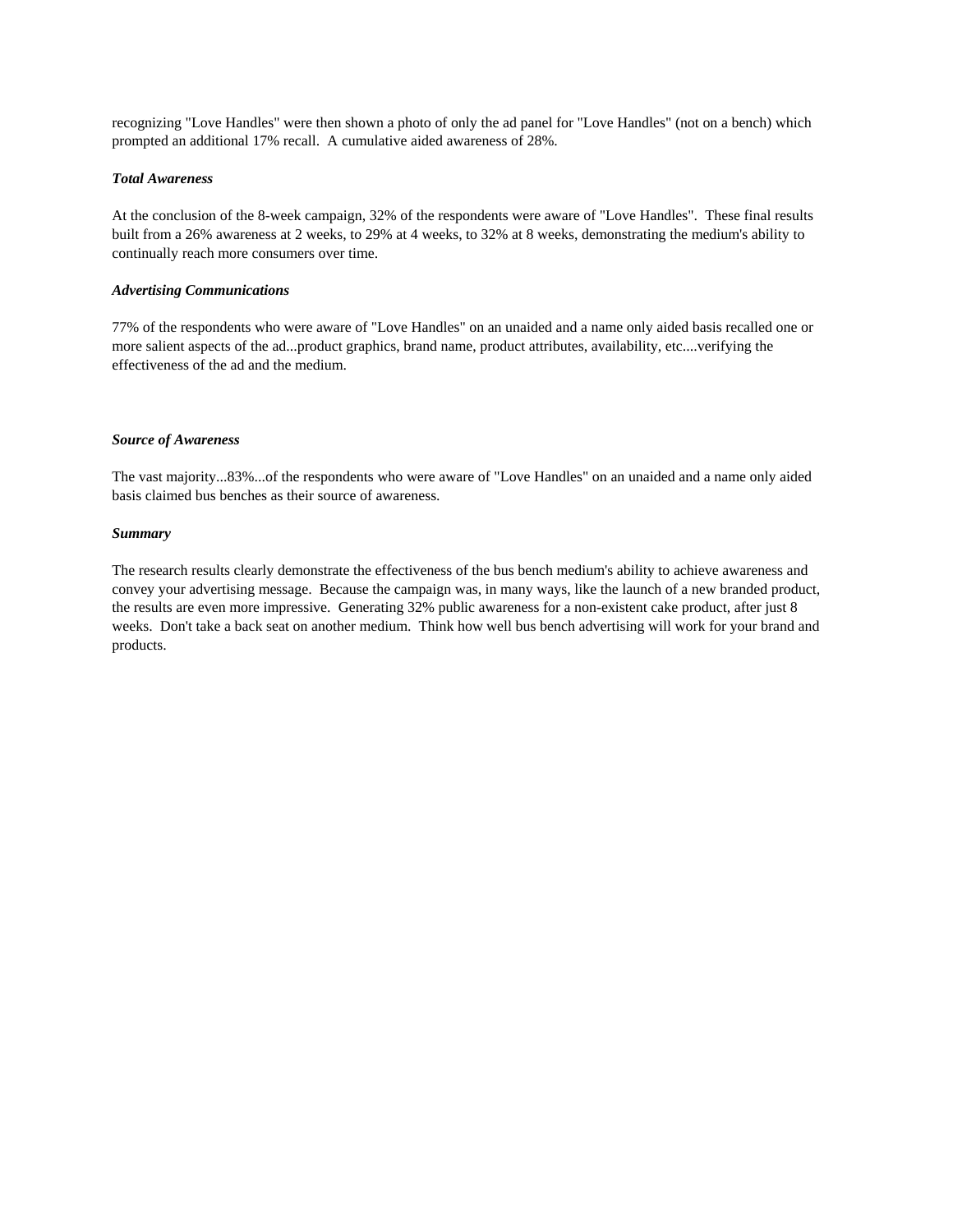recognizing "Love Handles" were then shown a photo of only the ad panel for "Love Handles" (not on a bench) which prompted an additional 17% recall. A cumulative aided awareness of 28%.

***Total Awareness***

At the conclusion of the 8-week campaign, 32% of the respondents were aware of "Love Handles". These final results built from a 26% awareness at 2 weeks, to 29% at 4 weeks, to 32% at 8 weeks, demonstrating the medium's ability to continually reach more consumers over time.

***Advertising Communications***

77% of the respondents who were aware of "Love Handles" on an unaided and a name only aided basis recalled one or more salient aspects of the ad...product graphics, brand name, product attributes, availability, etc....verifying the effectiveness of the ad and the medium.

***Source of Awareness***

The vast majority...83%...of the respondents who were aware of "Love Handles" on an unaided and a name only aided basis claimed bus benches as their source of awareness.

***Summary***

The research results clearly demonstrate the effectiveness of the bus bench medium's ability to achieve awareness and convey your advertising message. Because the campaign was, in many ways, like the launch of a new branded product, the results are even more impressive. Generating 32% public awareness for a non-existent cake product, after just 8 weeks. Don't take a back seat on another medium. Think how well bus bench advertising will work for your brand and products.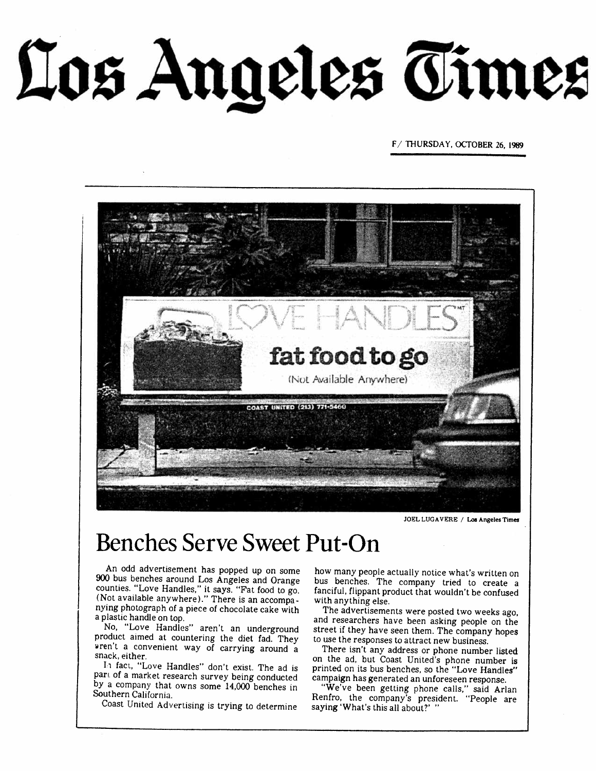# Los Angeles Times

F/ THURSDAY, OCTOBER 26, 1989

JOEL LUGAVERE / Los Angeles Times

## Benches Serve Sweet Put-On

An odd advertisement has popped up on some 900 bus benches around Los Angeles and Orange counties. "Love Handles," it says. "Fat food to go. (Not available anywhere)." There is an accompanying photograph of a piece of chocolate cake with a plastic handle on top.

No, "Love Handles" aren't an underground product aimed at countering the diet fad. They aren't a convenient way of carrying around a snack, either.

In fact, "Love Handles" don't exist. The ad is part of a market research survey being conducted by a company that owns some 14,000 benches in Southern California.

Coast United Advertising is trying to determine how many people actually notice what's written on bus benches. The company tried to create a fanciful, flippant product that wouldn't be confused with anything else.

The advertisements were posted two weeks ago, and researchers have been asking people on the street if they have seen them. The company hopes to use the responses to attract new business.

There isn't any address or phone number listed on the ad, but Coast United's phone number is printed on its bus benches, so the "Love Handles" campaign has generated an unforeseen response.

"We've been getting phone calls," said Arlan Renfro, the company's president. "People are saying 'What's this all about?' "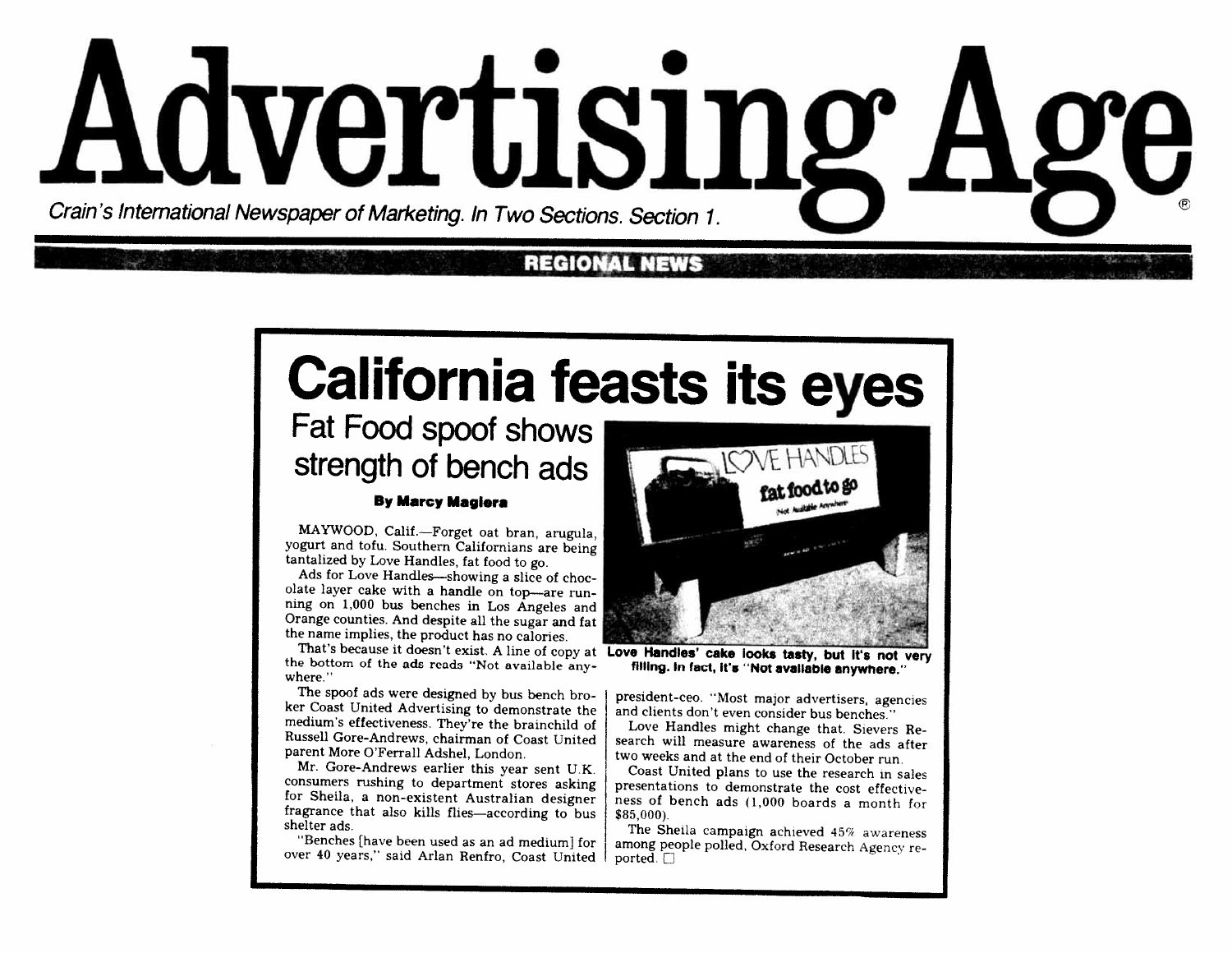# Advertising Age

*Crain's International Newspaper of Marketing. In Two Sections. Section 1.*

**REGIONAL NEWS**

## California feasts its eyes

### Fat Food spoof shows strength of bench ads

**By Marcy Magiera**

MAYWOOD, Calif.—Forget oat bran, arugula, yogurt and tofu. Southern Californians are being tantalized by Love Handles, fat food to go.

Ads for Love Handles—showing a slice of chocolate layer cake with a handle on top—are running on 1,000 bus benches in Los Angeles and Orange counties. And despite all the sugar and fat the name implies, the product has no calories.

That's because it doesn't exist. A line of copy at the bottom of the ads reads "Not available anywhere."

The spoof ads were designed by bus bench broker Coast United Advertising to demonstrate the medium's effectiveness. They're the brainchild of Russell Gore-Andrews, chairman of Coast United parent More O'Ferrall Adshel, London.

Mr. Gore-Andrews earlier this year sent U.K. consumers rushing to department stores asking for Sheila, a non-existent Australian designer fragrance that also kills flies—according to bus shelter ads.

"Benches [have been used as an ad medium] for over 40 years," said Arlan Renfro, Coast United president-ceo. "Most major advertisers, agencies and clients don't even consider bus benches."

Love Handles might change that. Sievers Research will measure awareness of the ads after two weeks and at the end of their October run.

Coast United plans to use the research in sales presentations to demonstrate the cost effectiveness of bench ads (1,000 boards a month for $85,000).

The Sheila campaign achieved 45% awareness among people polled, Oxford Research Agency reported. □

**Love Handles' cake looks tasty, but it's not very filling. In fact, it's "Not available anywhere."**